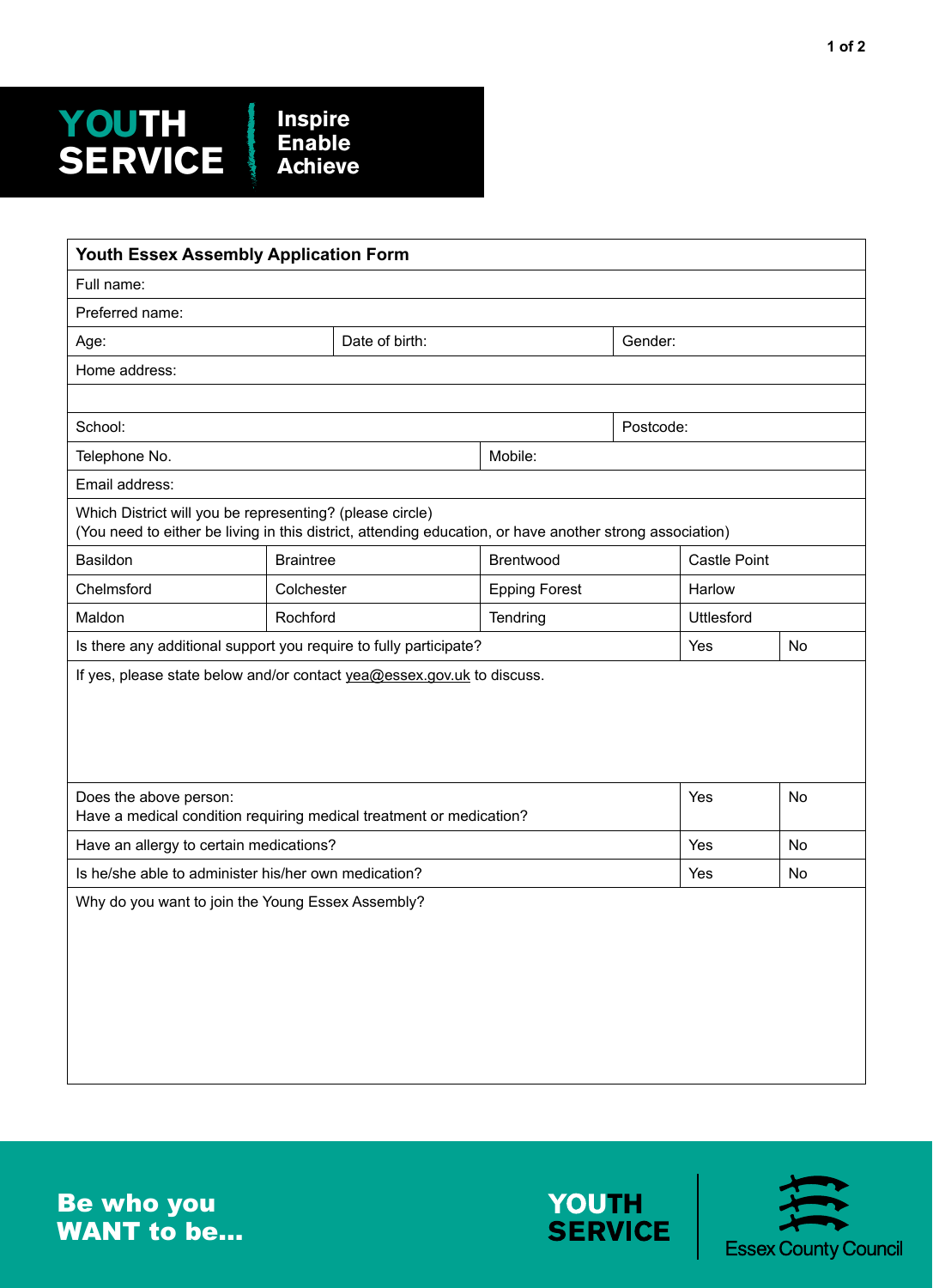YOUTH SERVICE

Inspire
Enable
Achieve

## Youth Essex Assembly Application Form

| Youth Essex Assembly Application Form | | | |
|---|---|---|---|
| Full name: | | | |
| Preferred name: | | | |
| Age: | Date of birth: | Gender: | |
| Home address: | | | |
| | | | |
| School: | | Postcode: | |
| Telephone No. | Mobile: | | |
| Email address: | | | |
| Which District will you be representing? (please circle)<br>(You need to either be living in this district, attending education, or have another strong association) | | | |
| Basildon | Braintree | Brentwood | Castle Point |
| Chelmsford | Colchester | Epping Forest | Harlow |
| Maldon | Rochford | Tendring | Uttlesford |

| Question | | |
|---|---|---|
| Is there any additional support you require to fully participate? | Yes | No |
| If yes, please state below and/or contact yea@essex.gov.uk to discuss. | | |
| Does the above person:<br>Have a medical condition requiring medical treatment or medication? | Yes | No |
| Have an allergy to certain medications? | Yes | No |
| Is he/she able to administer his/her own medication? | Yes | No |
| Why do you want to join the Young Essex Assembly? | | |

**Be who you WANT to be...**

YOUTH SERVICE

Essex County Council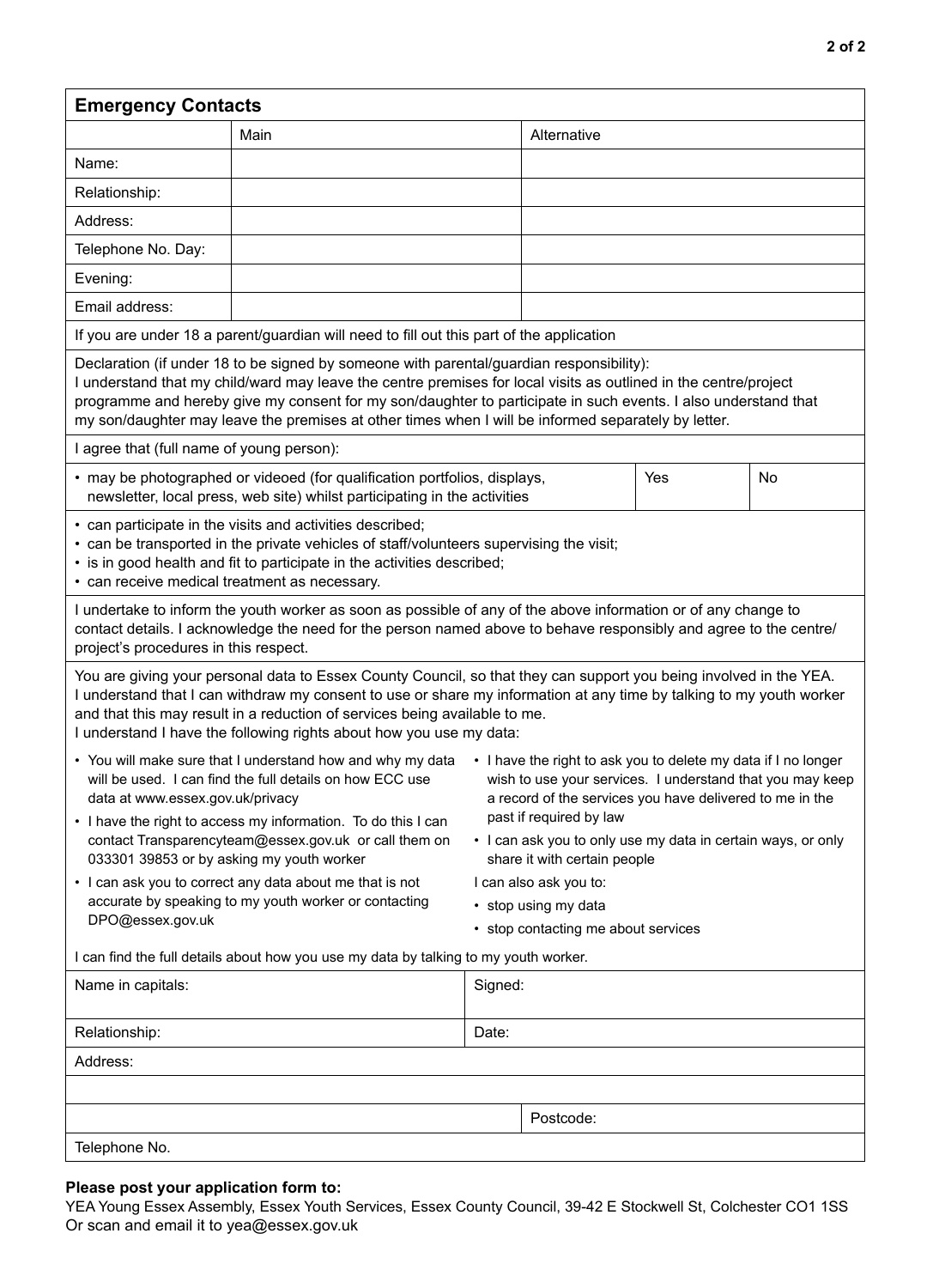## Emergency Contacts

| | Main | Alternative |
|---|---|---|
| Name: | | |
| Relationship: | | |
| Address: | | |
| Telephone No. Day: | | |
| Evening: | | |
| Email address: | | |

If you are under 18 a parent/guardian will need to fill out this part of the application

Declaration (if under 18 to be signed by someone with parental/guardian responsibility):
I understand that my child/ward may leave the centre premises for local visits as outlined in the centre/project programme and hereby give my consent for my son/daughter to participate in such events. I also understand that my son/daughter may leave the premises at other times when I will be informed separately by letter.

I agree that (full name of young person):

| | | |
|---|---|---|
| • may be photographed or videoed (for qualification portfolios, displays, newsletter, local press, web site) whilst participating in the activities | Yes | No |

- can participate in the visits and activities described;
- can be transported in the private vehicles of staff/volunteers supervising the visit;
- is in good health and fit to participate in the activities described;
- can receive medical treatment as necessary.

I undertake to inform the youth worker as soon as possible of any of the above information or of any change to contact details. I acknowledge the need for the person named above to behave responsibly and agree to the centre/project's procedures in this respect.

You are giving your personal data to Essex County Council, so that they can support you being involved in the YEA. I understand that I can withdraw my consent to use or share my information at any time by talking to my youth worker and that this may result in a reduction of services being available to me.
I understand I have the following rights about how you use my data:

- You will make sure that I understand how and why my data will be used. I can find the full details on how ECC use data at www.essex.gov.uk/privacy
- I have the right to access my information. To do this I can contact Transparencyteam@essex.gov.uk or call them on 033301 39853 or by asking my youth worker
- I can ask you to correct any data about me that is not accurate by speaking to my youth worker or contacting DPO@essex.gov.uk
- I have the right to ask you to delete my data if I no longer wish to use your services. I understand that you may keep a record of the services you have delivered to me in the past if required by law
- I can ask you to only use my data in certain ways, or only share it with certain people

I can also ask you to:

- stop using my data
- stop contacting me about services

I can find the full details about how you use my data by talking to my youth worker.

| | |
|---|---|
| Name in capitals: | Signed: |
| Relationship: | Date: |
| Address: | |
| | |
| | Postcode: |
| Telephone No. | |

**Please post your application form to:**
YEA Young Essex Assembly, Essex Youth Services, Essex County Council, 39-42 E Stockwell St, Colchester CO1 1SS
Or scan and email it to yea@essex.gov.uk